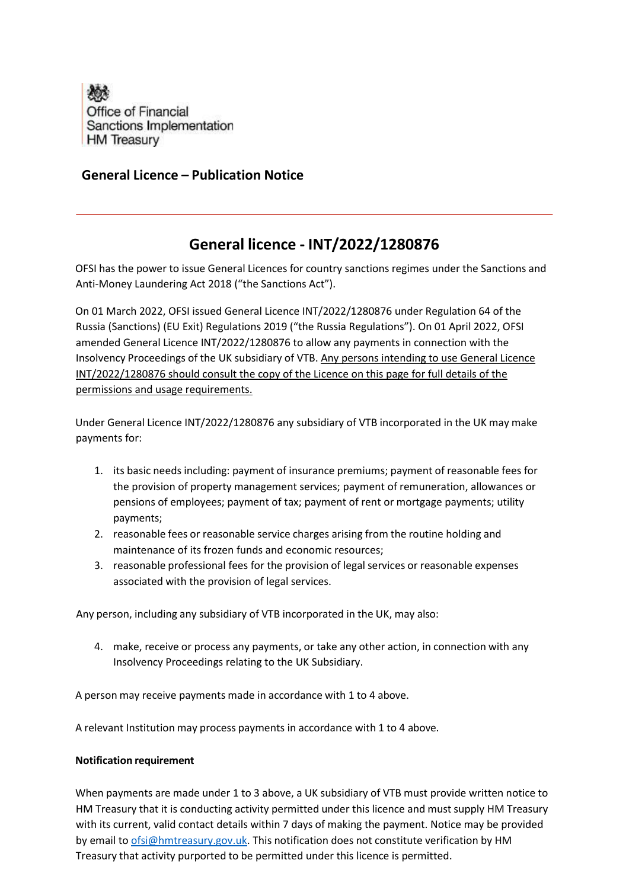Office of Financial Sanctions Implementation
HM Treasury

## General Licence – Publication Notice

# General licence - INT/2022/1280876

OFSI has the power to issue General Licences for country sanctions regimes under the Sanctions and Anti-Money Laundering Act 2018 ("the Sanctions Act").

On 01 March 2022, OFSI issued General Licence INT/2022/1280876 under Regulation 64 of the Russia (Sanctions) (EU Exit) Regulations 2019 ("the Russia Regulations"). On 01 April 2022, OFSI amended General Licence INT/2022/1280876 to allow any payments in connection with the Insolvency Proceedings of the UK subsidiary of VTB. Any persons intending to use General Licence INT/2022/1280876 should consult the copy of the Licence on this page for full details of the permissions and usage requirements.

Under General Licence INT/2022/1280876 any subsidiary of VTB incorporated in the UK may make payments for:

1. its basic needs including: payment of insurance premiums; payment of reasonable fees for the provision of property management services; payment of remuneration, allowances or pensions of employees; payment of tax; payment of rent or mortgage payments; utility payments;
2. reasonable fees or reasonable service charges arising from the routine holding and maintenance of its frozen funds and economic resources;
3. reasonable professional fees for the provision of legal services or reasonable expenses associated with the provision of legal services.

Any person, including any subsidiary of VTB incorporated in the UK, may also:

4. make, receive or process any payments, or take any other action, in connection with any Insolvency Proceedings relating to the UK Subsidiary.

A person may receive payments made in accordance with 1 to 4 above.

A relevant Institution may process payments in accordance with 1 to 4 above.

**Notification requirement**

When payments are made under 1 to 3 above, a UK subsidiary of VTB must provide written notice to HM Treasury that it is conducting activity permitted under this licence and must supply HM Treasury with its current, valid contact details within 7 days of making the payment. Notice may be provided by email to ofsi@hmtreasury.gov.uk. This notification does not constitute verification by HM Treasury that activity purported to be permitted under this licence is permitted.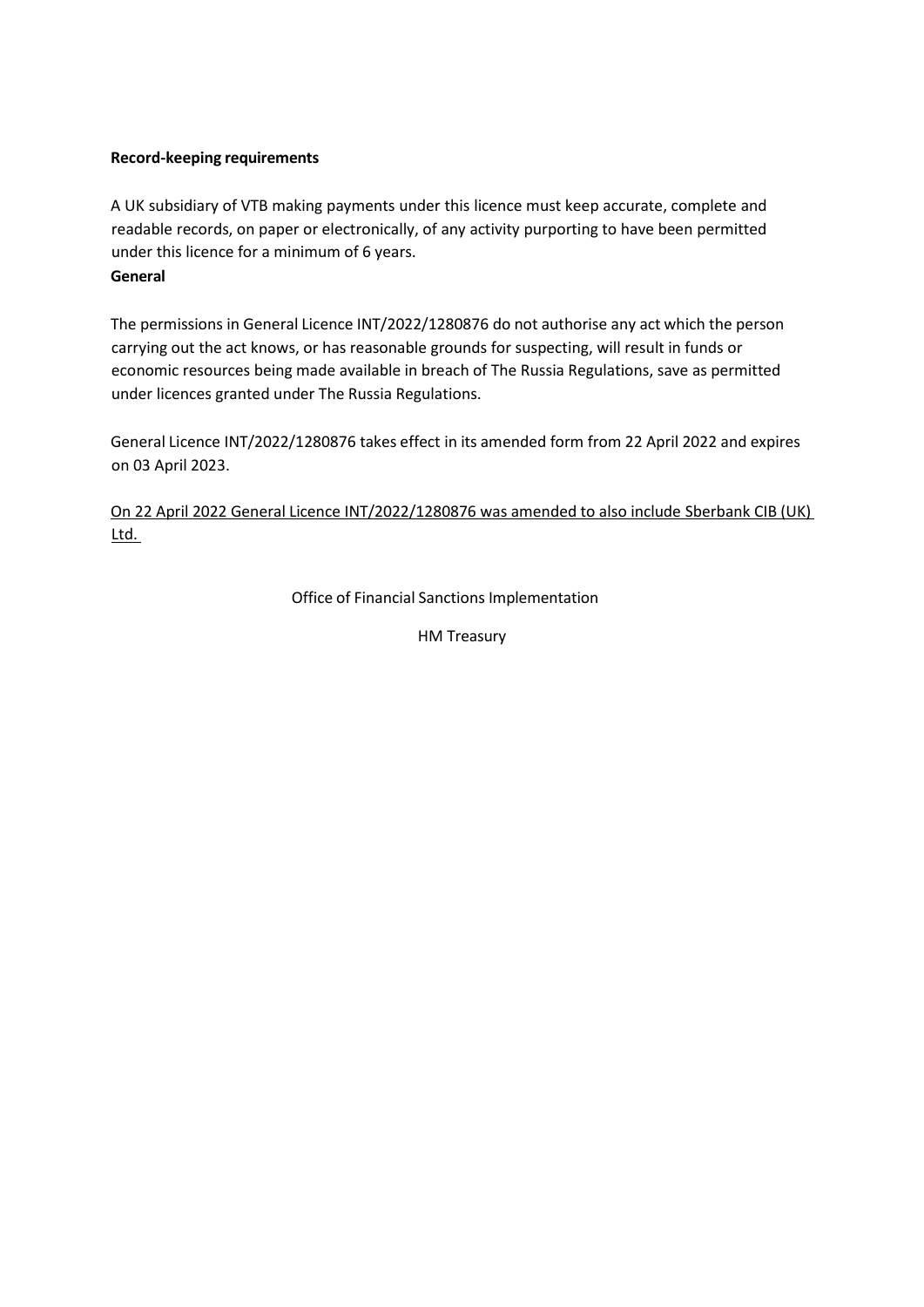**Record-keeping requirements**

A UK subsidiary of VTB making payments under this licence must keep accurate, complete and readable records, on paper or electronically, of any activity purporting to have been permitted under this licence for a minimum of 6 years.

**General**

The permissions in General Licence INT/2022/1280876 do not authorise any act which the person carrying out the act knows, or has reasonable grounds for suspecting, will result in funds or economic resources being made available in breach of The Russia Regulations, save as permitted under licences granted under The Russia Regulations.

General Licence INT/2022/1280876 takes effect in its amended form from 22 April 2022 and expires on 03 April 2023.

On 22 April 2022 General Licence INT/2022/1280876 was amended to also include Sberbank CIB (UK) Ltd.

Office of Financial Sanctions Implementation

HM Treasury